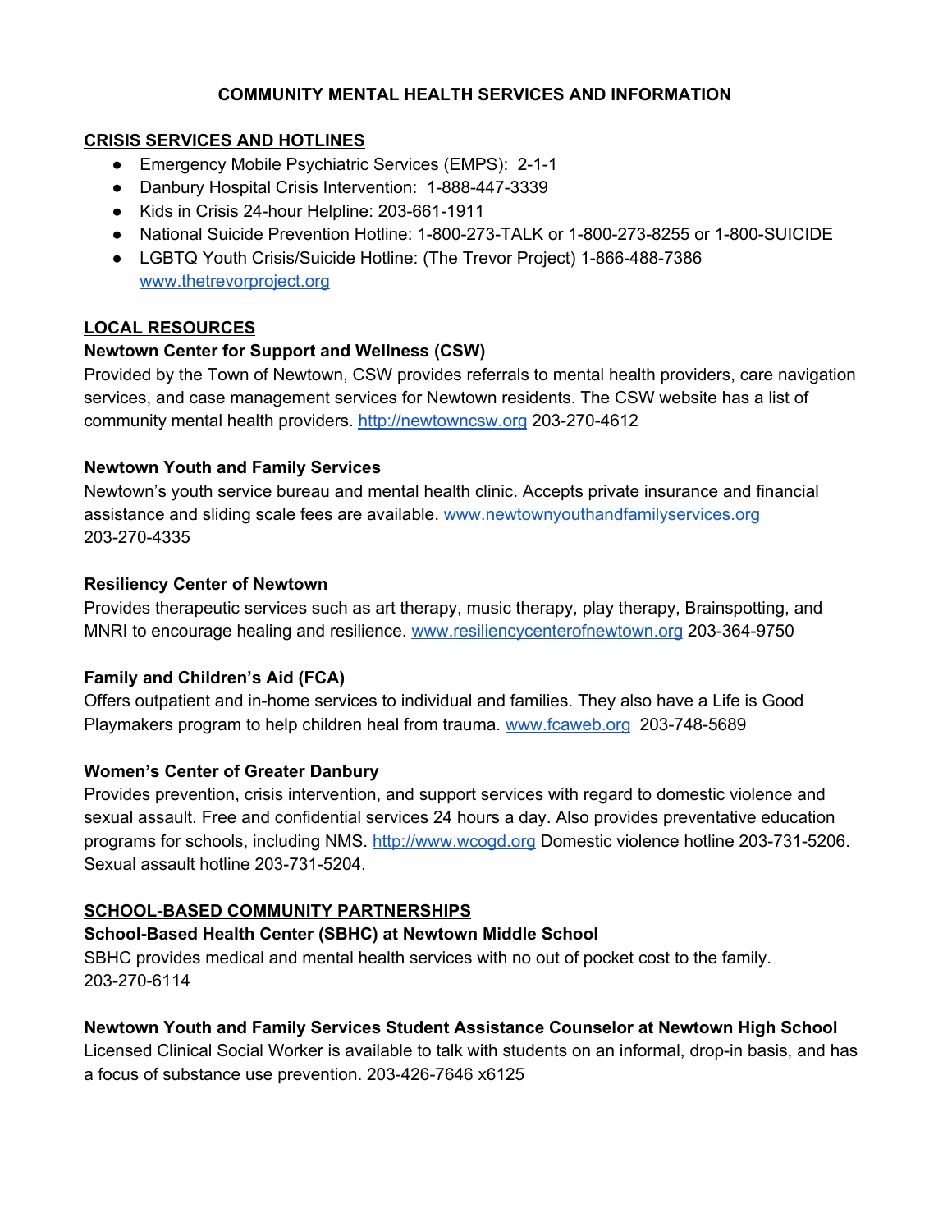# COMMUNITY MENTAL HEALTH SERVICES AND INFORMATION

## CRISIS SERVICES AND HOTLINES

- Emergency Mobile Psychiatric Services (EMPS): 2-1-1
- Danbury Hospital Crisis Intervention: 1-888-447-3339
- Kids in Crisis 24-hour Helpline: 203-661-1911
- National Suicide Prevention Hotline: 1-800-273-TALK or 1-800-273-8255 or 1-800-SUICIDE
- LGBTQ Youth Crisis/Suicide Hotline: (The Trevor Project) 1-866-488-7386 www.thetrevorproject.org

## LOCAL RESOURCES

**Newtown Center for Support and Wellness (CSW)**
Provided by the Town of Newtown, CSW provides referrals to mental health providers, care navigation services, and case management services for Newtown residents. The CSW website has a list of community mental health providers. http://newtowncsw.org 203-270-4612

**Newtown Youth and Family Services**
Newtown's youth service bureau and mental health clinic. Accepts private insurance and financial assistance and sliding scale fees are available. www.newtownyouthandfamilyservices.org 203-270-4335

**Resiliency Center of Newtown**
Provides therapeutic services such as art therapy, music therapy, play therapy, Brainspotting, and MNRI to encourage healing and resilience. www.resiliencycenterofnewtown.org 203-364-9750

**Family and Children's Aid (FCA)**
Offers outpatient and in-home services to individual and families. They also have a Life is Good Playmakers program to help children heal from trauma. www.fcaweb.org 203-748-5689

**Women's Center of Greater Danbury**
Provides prevention, crisis intervention, and support services with regard to domestic violence and sexual assault. Free and confidential services 24 hours a day. Also provides preventative education programs for schools, including NMS. http://www.wcogd.org Domestic violence hotline 203-731-5206. Sexual assault hotline 203-731-5204.

## SCHOOL-BASED COMMUNITY PARTNERSHIPS

**School-Based Health Center (SBHC) at Newtown Middle School**
SBHC provides medical and mental health services with no out of pocket cost to the family. 203-270-6114

**Newtown Youth and Family Services Student Assistance Counselor at Newtown High School**
Licensed Clinical Social Worker is available to talk with students on an informal, drop-in basis, and has a focus of substance use prevention. 203-426-7646 x6125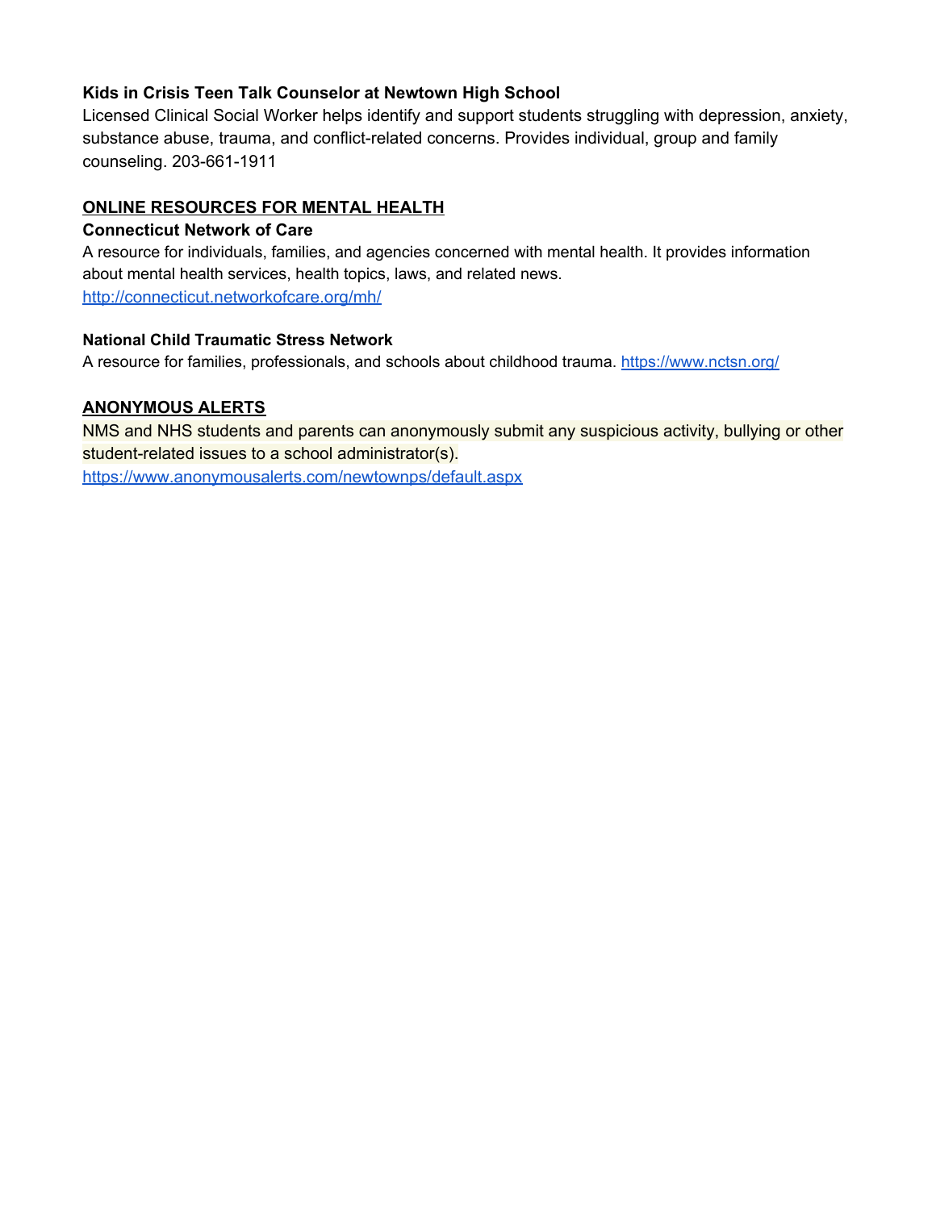**Kids in Crisis Teen Talk Counselor at Newtown High School**

Licensed Clinical Social Worker helps identify and support students struggling with depression, anxiety, substance abuse, trauma, and conflict-related concerns. Provides individual, group and family counseling. 203-661-1911

## ONLINE RESOURCES FOR MENTAL HEALTH

**Connecticut Network of Care**

A resource for individuals, families, and agencies concerned with mental health. It provides information about mental health services, health topics, laws, and related news.
[http://connecticut.networkofcare.org/mh/](http://connecticut.networkofcare.org/mh/)

**National Child Traumatic Stress Network**

A resource for families, professionals, and schools about childhood trauma. [https://www.nctsn.org/](https://www.nctsn.org/)

## ANONYMOUS ALERTS

NMS and NHS students and parents can anonymously submit any suspicious activity, bullying or other student-related issues to a school administrator(s).
[https://www.anonymousalerts.com/newtownps/default.aspx](https://www.anonymousalerts.com/newtownps/default.aspx)